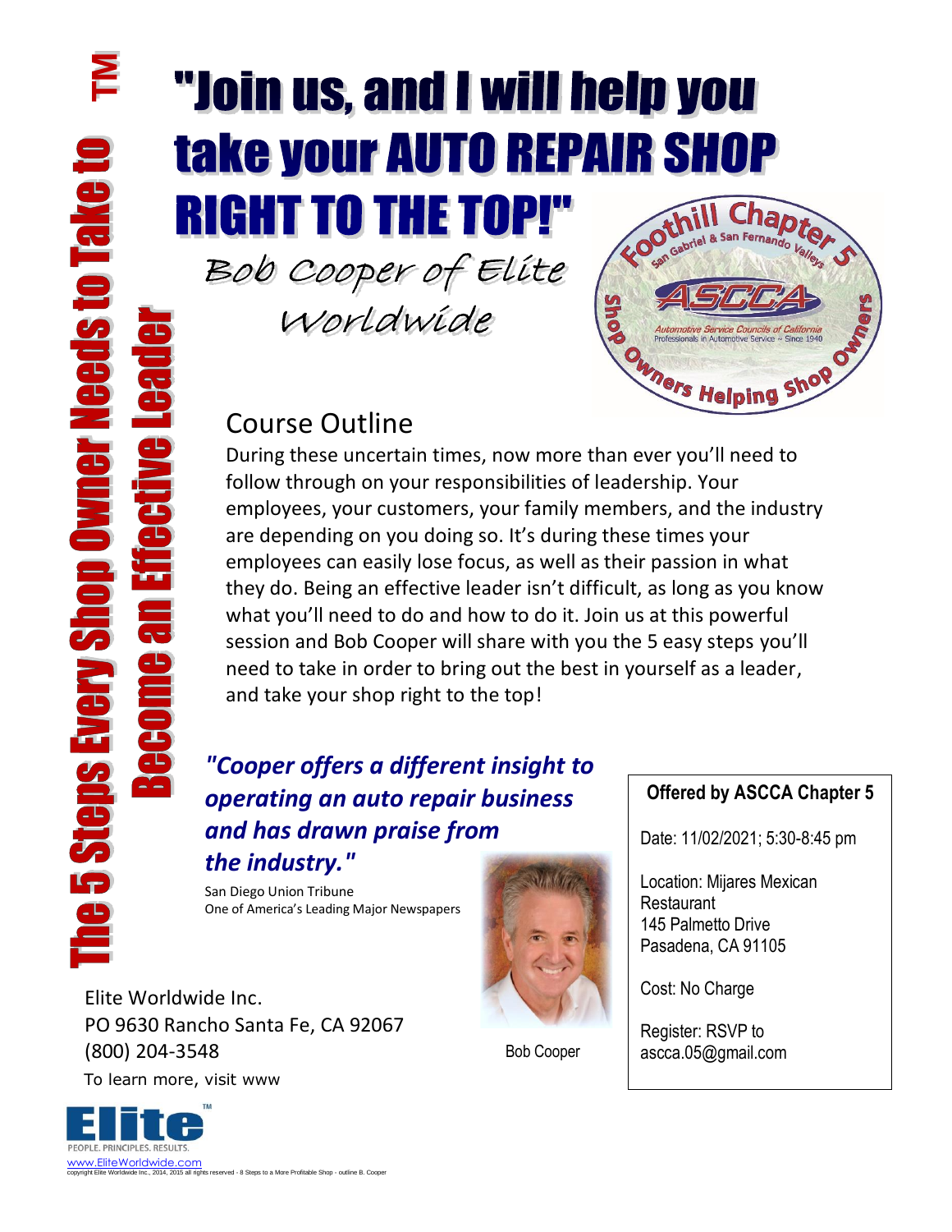# "Join us, and I will help you take your AUTO REPAIR SHOP RIGHT TO THE TOP!"

Bob Cooper of Elite Worldwide

**The 5 Steps Every Shop Owner Needs to Take to Become an Effective Leader™**

Foothill Chapter 5
San Gabriel & San Fernando Valleys
ASCCA
Automotive Service Councils of California
Professionals in Automotive Service ~ Since 1940
Shop Owners Helping Shop Owners

## Course Outline

During these uncertain times, now more than ever you'll need to follow through on your responsibilities of leadership. Your employees, your customers, your family members, and the industry are depending on you doing so. It's during these times your employees can easily lose focus, as well as their passion in what they do. Being an effective leader isn't difficult, as long as you know what you'll need to do and how to do it. Join us at this powerful session and Bob Cooper will share with you the 5 easy steps you'll need to take in order to bring out the best in yourself as a leader, and take your shop right to the top!

***"Cooper offers a different insight to operating an auto repair business and has drawn praise from the industry."***

San Diego Union Tribune
One of America's Leading Major Newspapers

Bob Cooper

**Offered by ASCCA Chapter 5**

Date: 11/02/2021; 5:30-8:45 pm

Location: Mijares Mexican Restaurant
145 Palmetto Drive
Pasadena, CA 91105

Cost: No Charge

Register: RSVP to ascca.05@gmail.com

Elite Worldwide Inc.
PO 9630 Rancho Santa Fe, CA 92067
(800) 204-3548
To learn more, visit www

Elite™
PEOPLE. PRINCIPLES. RESULTS.
www.EliteWorldwide.com

copyright Elite Worldwide Inc., 2014, 2015 all rights reserved - 8 Steps to a More Profitable Shop - outline B. Cooper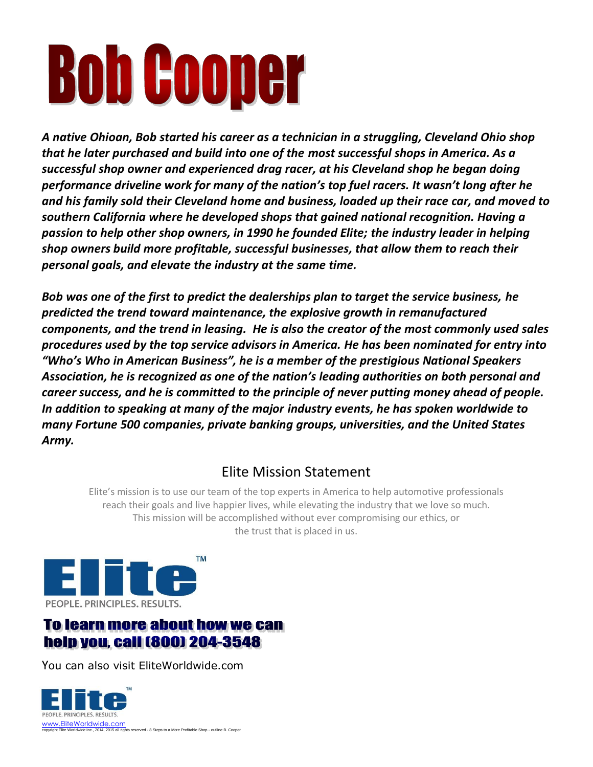# Bob Cooper

***A native Ohioan, Bob started his career as a technician in a struggling, Cleveland Ohio shop that he later purchased and build into one of the most successful shops in America. As a successful shop owner and experienced drag racer, at his Cleveland shop he began doing performance driveline work for many of the nation's top fuel racers. It wasn't long after he and his family sold their Cleveland home and business, loaded up their race car, and moved to southern California where he developed shops that gained national recognition. Having a passion to help other shop owners, in 1990 he founded Elite; the industry leader in helping shop owners build more profitable, successful businesses, that allow them to reach their personal goals, and elevate the industry at the same time.***

***Bob was one of the first to predict the dealerships plan to target the service business, he predicted the trend toward maintenance, the explosive growth in remanufactured components, and the trend in leasing. He is also the creator of the most commonly used sales procedures used by the top service advisors in America. He has been nominated for entry into "Who's Who in American Business", he is a member of the prestigious National Speakers Association, he is recognized as one of the nation's leading authorities on both personal and career success, and he is committed to the principle of never putting money ahead of people. In addition to speaking at many of the major industry events, he has spoken worldwide to many Fortune 500 companies, private banking groups, universities, and the United States Army.***

## Elite Mission Statement

Elite's mission is to use our team of the top experts in America to help automotive professionals reach their goals and live happier lives, while elevating the industry that we love so much. This mission will be accomplished without ever compromising our ethics, or the trust that is placed in us.

Elite™

PEOPLE. PRINCIPLES. RESULTS.

**To learn more about how we can help you, call (800) 204-3548**

You can also visit EliteWorldwide.com

Elite™

PEOPLE. PRINCIPLES. RESULTS.

www.EliteWorldwide.com

copyright Elite Worldwide Inc., 2014, 2015 all rights reserved - 8 Steps to a More Profitable Shop - outline B. Cooper